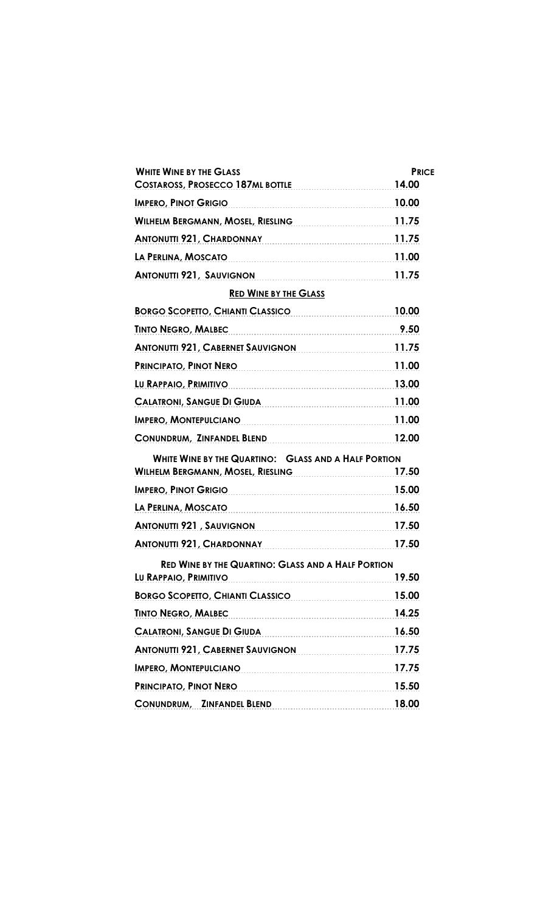| White Wine by the Glass | Price |
| --- | --- |
| Costaross, Prosecco 187ml bottle | 14.00 |
| Impero, Pinot Grigio | 10.00 |
| Wilhelm Bergmann, Mosel, Riesling | 11.75 |
| Antonutti 921, Chardonnay | 11.75 |
| La Perlina, Moscato | 11.00 |
| Antonutti 921, Sauvignon | 11.75 |

## Red Wine by the Glass

| | |
| --- | --- |
| Borgo Scopetto, Chianti Classico | 10.00 |
| Tinto Negro, Malbec | 9.50 |
| Antonutti 921, Cabernet Sauvignon | 11.75 |
| Principato, Pinot Nero | 11.00 |
| Lu Rappaio, Primitivo | 13.00 |
| Calatroni, Sangue Di Giuda | 11.00 |
| Impero, Montepulciano | 11.00 |
| Conundrum, Zinfandel Blend | 12.00 |

## White Wine by the Quartino: Glass and a Half Portion

| | |
| --- | --- |
| Wilhelm Bergmann, Mosel, Riesling | 17.50 |
| Impero, Pinot Grigio | 15.00 |
| La Perlina, Moscato | 16.50 |
| Antonutti 921, Sauvignon | 17.50 |
| Antonutti 921, Chardonnay | 17.50 |

## Red Wine by the Quartino: Glass and a Half Portion

| | |
| --- | --- |
| Lu Rappaio, Primitivo | 19.50 |
| Borgo Scopetto, Chianti Classico | 15.00 |
| Tinto Negro, Malbec | 14.25 |
| Calatroni, Sangue Di Giuda | 16.50 |
| Antonutti 921, Cabernet Sauvignon | 17.75 |
| Impero, Montepulciano | 17.75 |
| Principato, Pinot Nero | 15.50 |
| Conundrum, Zinfandel Blend | 18.00 |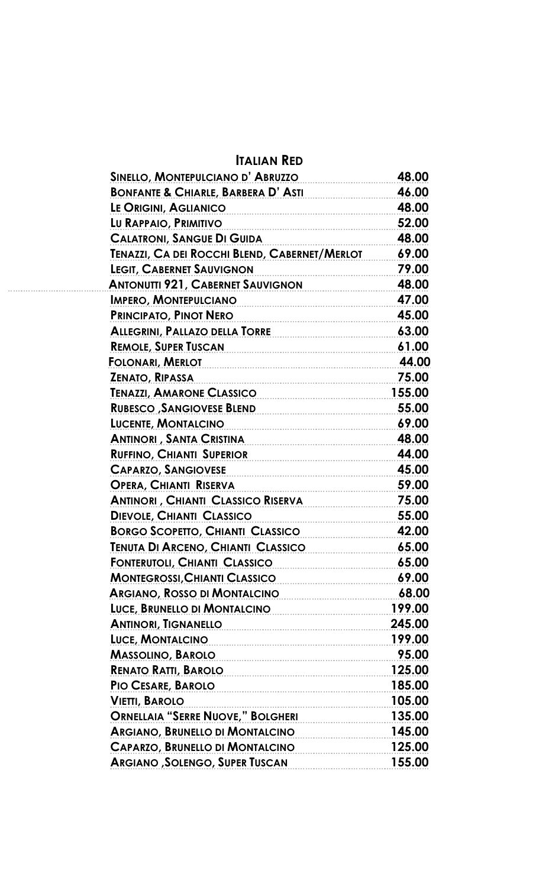## Italian Red

| Wine | Price |
|---|---|
| Sinello, Montepulciano d' Abruzzo | 48.00 |
| Bonfante & Chiarle, Barbera D' Asti | 46.00 |
| Le Origini, Aglianico | 48.00 |
| Lu Rappaio, Primitivo | 52.00 |
| Calatroni, Sangue Di Guida | 48.00 |
| Tenazzi, Ca dei Rocchi Blend, Cabernet/Merlot | 69.00 |
| Legit, Cabernet Sauvignon | 79.00 |
| Antonutti 921, Cabernet Sauvignon | 48.00 |
| Impero, Montepulciano | 47.00 |
| Principato, Pinot Nero | 45.00 |
| Allegrini, Pallazo della Torre | 63.00 |
| Remole, Super Tuscan | 61.00 |
| Folonari, Merlot | 44.00 |
| Zenato, Ripassa | 75.00 |
| Tenazzi, Amarone Classico | 155.00 |
| Rubesco ,Sangiovese Blend | 55.00 |
| Lucente, Montalcino | 69.00 |
| Antinori , Santa Cristina | 48.00 |
| Ruffino, Chianti Superior | 44.00 |
| Caparzo, Sangiovese | 45.00 |
| Opera, Chianti Riserva | 59.00 |
| Antinori , Chianti Classico Riserva | 75.00 |
| Dievole, Chianti Classico | 55.00 |
| Borgo Scopetto, Chianti Classico | 42.00 |
| Tenuta Di Arceno, Chianti Classico | 65.00 |
| Fonterutoli, Chianti Classico | 65.00 |
| Montegrossi,Chianti Classico | 69.00 |
| Argiano, Rosso di Montalcino | 68.00 |
| Luce, Brunello di Montalcino | 199.00 |
| Antinori, Tignanello | 245.00 |
| Luce, Montalcino | 199.00 |
| Massolino, Barolo | 95.00 |
| Renato Ratti, Barolo | 125.00 |
| Pio Cesare, Barolo | 185.00 |
| Vietti, Barolo | 105.00 |
| Ornellaia "Serre Nuove," Bolgheri | 135.00 |
| Argiano, Brunello di Montalcino | 145.00 |
| Caparzo, Brunello di Montalcino | 125.00 |
| Argiano ,Solengo, Super Tuscan | 155.00 |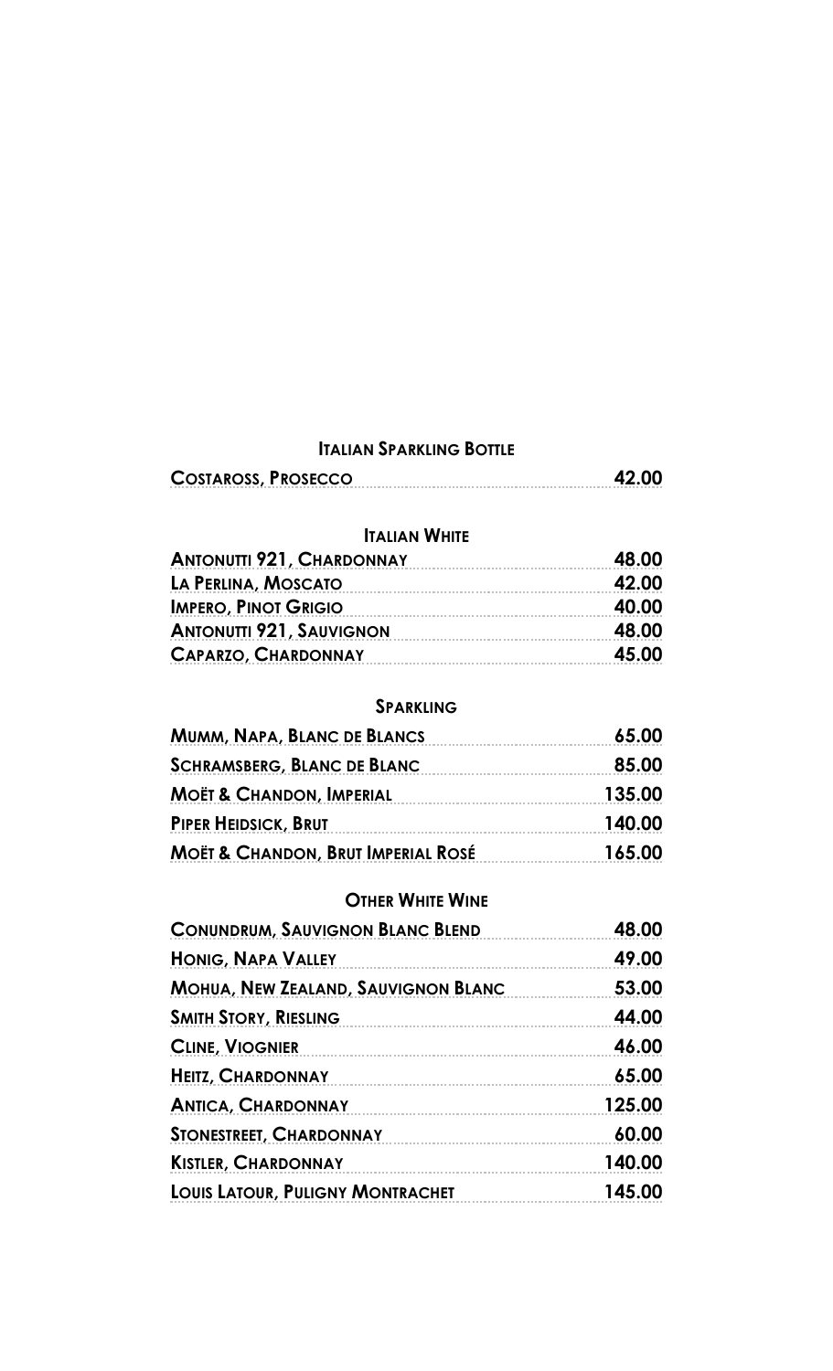## Italian Sparkling Bottle

| | |
|---|---|
| Costaross, Prosecco | 42.00 |

## Italian White

| | |
|---|---|
| Antonutti 921, Chardonnay | 48.00 |
| La Perlina, Moscato | 42.00 |
| Impero, Pinot Grigio | 40.00 |
| Antonutti 921, Sauvignon | 48.00 |
| Caparzo, Chardonnay | 45.00 |

## Sparkling

| | |
|---|---|
| Mumm, Napa, Blanc de Blancs | 65.00 |
| Schramsberg, Blanc de Blanc | 85.00 |
| Moët & Chandon, Imperial | 135.00 |
| Piper Heidsick, Brut | 140.00 |
| Moët & Chandon, Brut Imperial Rosé | 165.00 |

## Other White Wine

| | |
|---|---|
| Conundrum, Sauvignon Blanc Blend | 48.00 |
| Honig, Napa Valley | 49.00 |
| Mohua, New Zealand, Sauvignon Blanc | 53.00 |
| Smith Story, Riesling | 44.00 |
| Cline, Viognier | 46.00 |
| Heitz, Chardonnay | 65.00 |
| Antica, Chardonnay | 125.00 |
| Stonestreet, Chardonnay | 60.00 |
| Kistler, Chardonnay | 140.00 |
| Louis Latour, Puligny Montrachet | 145.00 |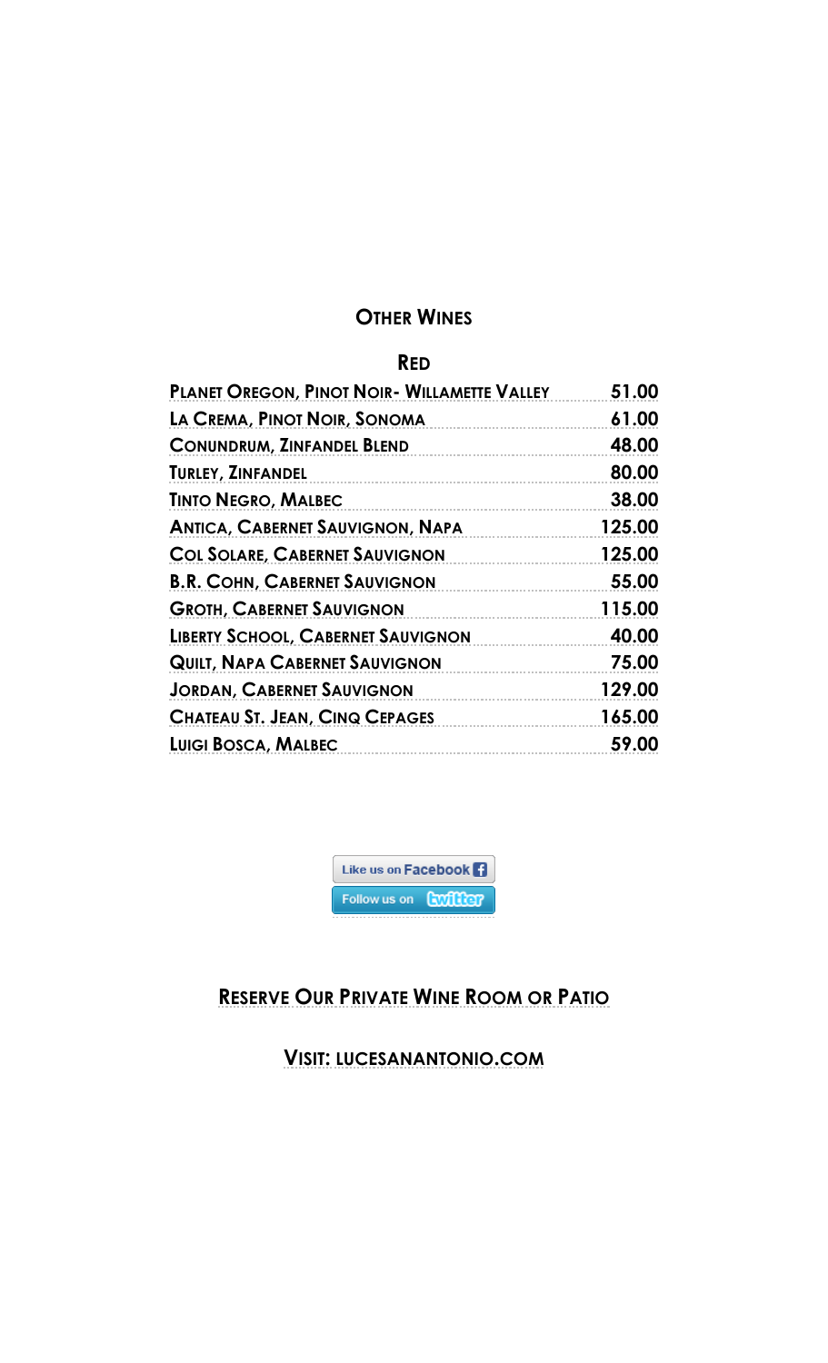## Other Wines

### Red

| | |
|---|---|
| Planet Oregon, Pinot Noir- Willamette Valley | 51.00 |
| La Crema, Pinot Noir, Sonoma | 61.00 |
| Conundrum, Zinfandel Blend | 48.00 |
| Turley, Zinfandel | 80.00 |
| Tinto Negro, Malbec | 38.00 |
| Antica, Cabernet Sauvignon, Napa | 125.00 |
| Col Solare, Cabernet Sauvignon | 125.00 |
| B.R. Cohn, Cabernet Sauvignon | 55.00 |
| Groth, Cabernet Sauvignon | 115.00 |
| Liberty School, Cabernet Sauvignon | 40.00 |
| Quilt, Napa Cabernet Sauvignon | 75.00 |
| Jordan, Cabernet Sauvignon | 129.00 |
| Chateau St. Jean, Cinq Cepages | 165.00 |
| Luigi Bosca, Malbec | 59.00 |

Like us on Facebook

Follow us on twitter

**Reserve Our Private Wine Room or Patio**

**Visit: lucesanantonio.com**